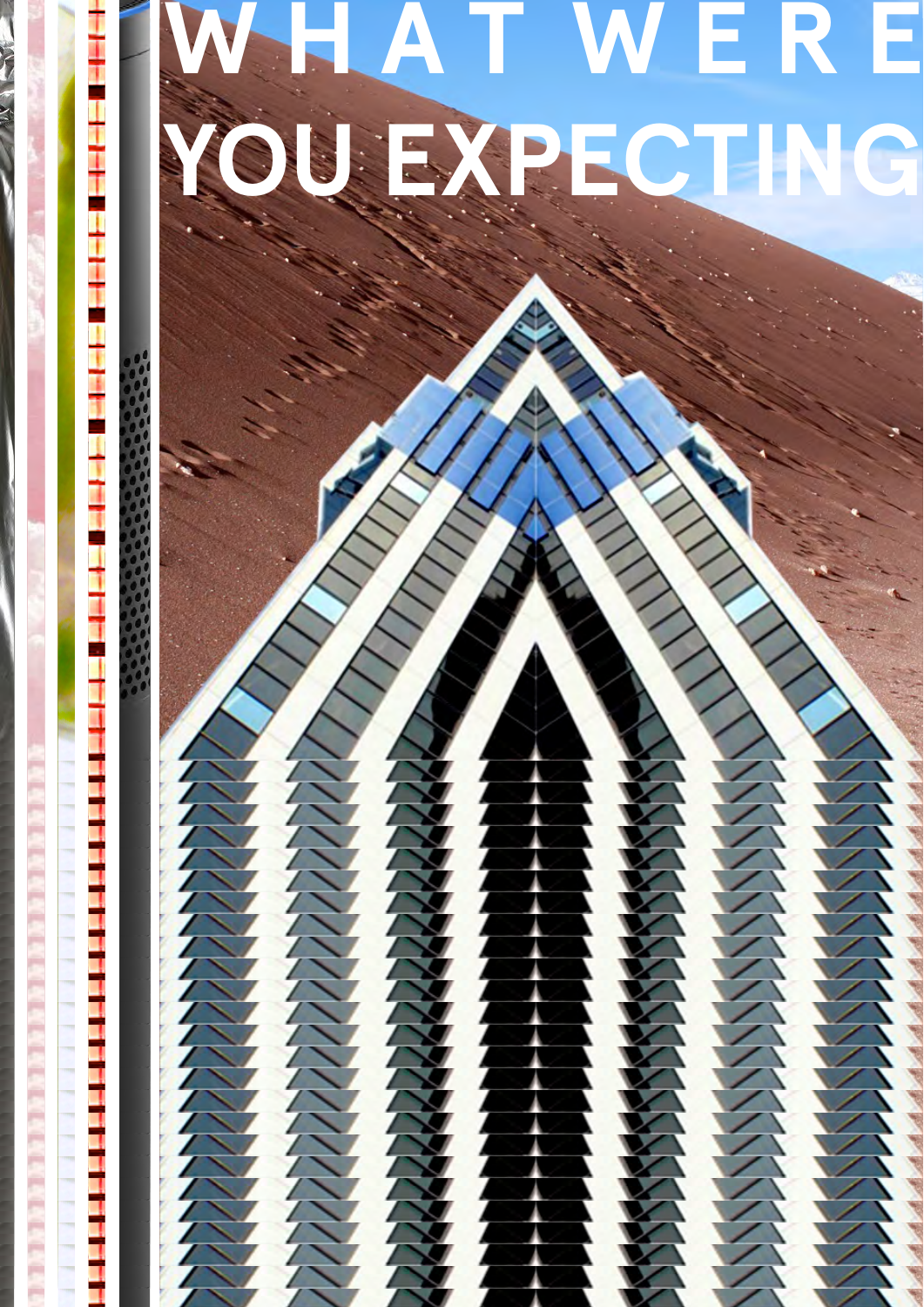# WHAT WERE YOU EXPECTING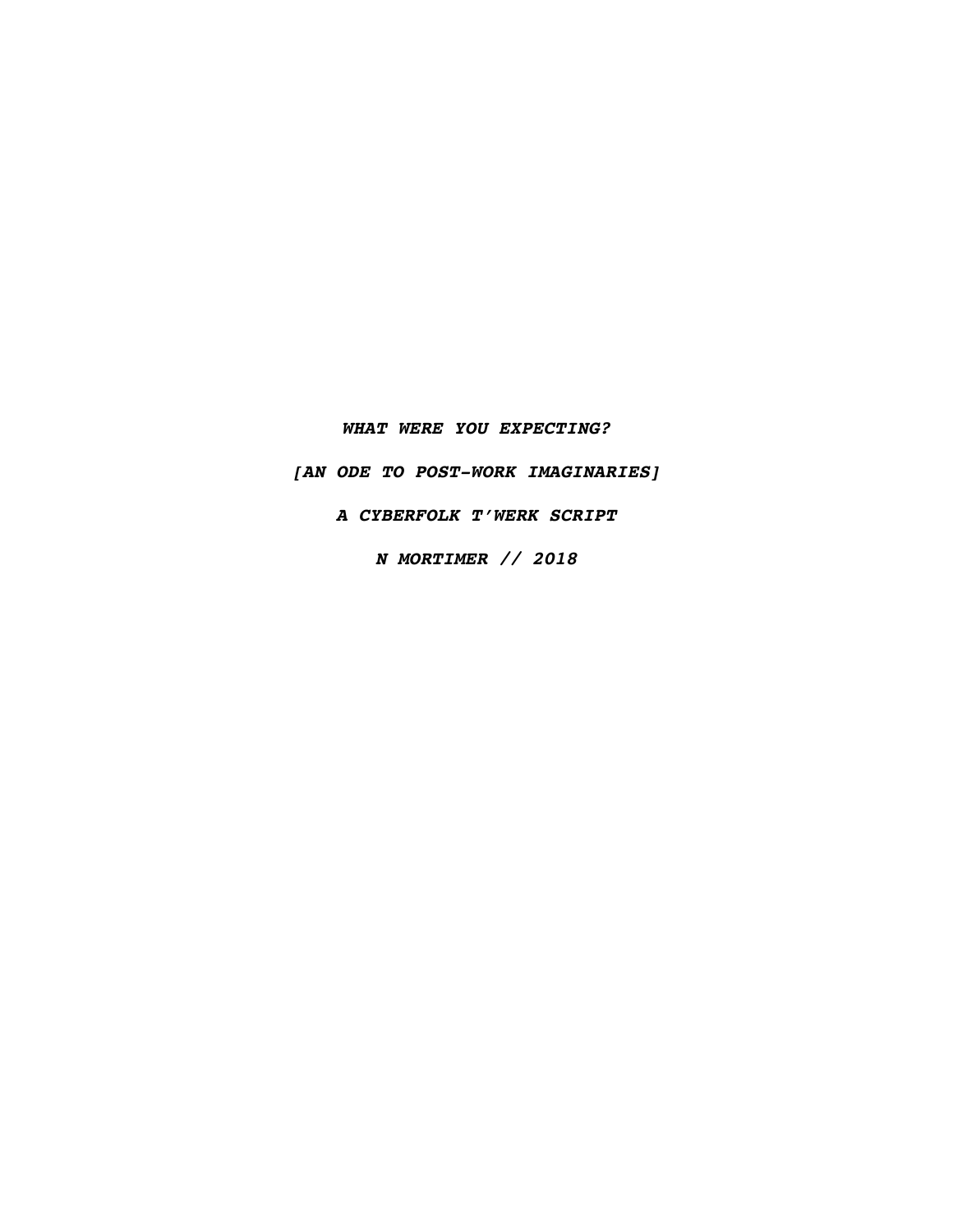***WHAT WERE YOU EXPECTING?***

***[AN ODE TO POST-WORK IMAGINARIES]***

***A CYBERFOLK T'WERK SCRIPT***

***N MORTIMER // 2018***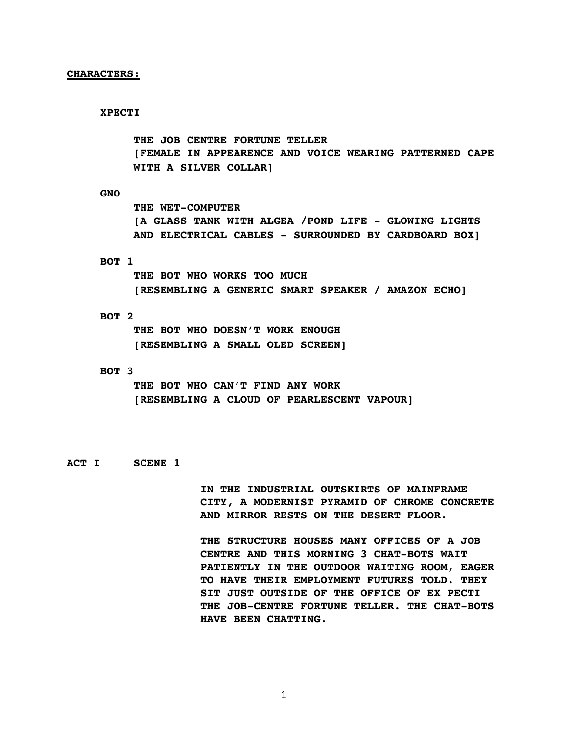**CHARACTERS:**

**XPECTI**

**THE JOB CENTRE FORTUNE TELLER**
**[FEMALE IN APPEARENCE AND VOICE WEARING PATTERNED CAPE WITH A SILVER COLLAR]**

**GNO**

**THE WET-COMPUTER**
**[A GLASS TANK WITH ALGEA /POND LIFE - GLOWING LIGHTS AND ELECTRICAL CABLES - SURROUNDED BY CARDBOARD BOX]**

**BOT 1**

**THE BOT WHO WORKS TOO MUCH**
**[RESEMBLING A GENERIC SMART SPEAKER / AMAZON ECHO]**

**BOT 2**

**THE BOT WHO DOESN'T WORK ENOUGH**
**[RESEMBLING A SMALL OLED SCREEN]**

**BOT 3**

**THE BOT WHO CAN'T FIND ANY WORK**
**[RESEMBLING A CLOUD OF PEARLESCENT VAPOUR]**

**ACT I SCENE 1**

**IN THE INDUSTRIAL OUTSKIRTS OF MAINFRAME CITY, A MODERNIST PYRAMID OF CHROME CONCRETE AND MIRROR RESTS ON THE DESERT FLOOR.**

**THE STRUCTURE HOUSES MANY OFFICES OF A JOB CENTRE AND THIS MORNING 3 CHAT-BOTS WAIT PATIENTLY IN THE OUTDOOR WAITING ROOM, EAGER TO HAVE THEIR EMPLOYMENT FUTURES TOLD. THEY SIT JUST OUTSIDE OF THE OFFICE OF EX PECTI THE JOB-CENTRE FORTUNE TELLER. THE CHAT-BOTS HAVE BEEN CHATTING.**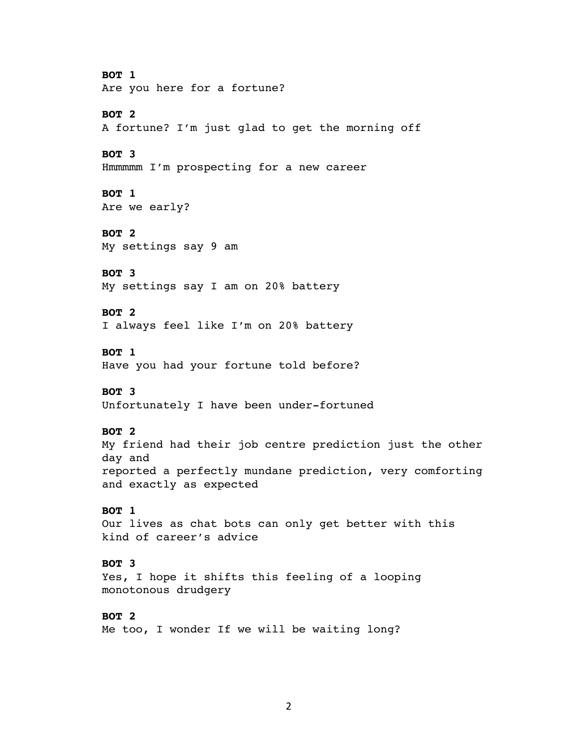**BOT 1**
Are you here for a fortune?

**BOT 2**
A fortune? I'm just glad to get the morning off

**BOT 3**
Hmmmmm I'm prospecting for a new career

**BOT 1**
Are we early?

**BOT 2**
My settings say 9 am

**BOT 3**
My settings say I am on 20% battery

**BOT 2**
I always feel like I'm on 20% battery

**BOT 1**
Have you had your fortune told before?

**BOT 3**
Unfortunately I have been under-fortuned

**BOT 2**
My friend had their job centre prediction just the other day and
reported a perfectly mundane prediction, very comforting and exactly as expected

**BOT 1**
Our lives as chat bots can only get better with this kind of career's advice

**BOT 3**
Yes, I hope it shifts this feeling of a looping monotonous drudgery

**BOT 2**
Me too, I wonder If we will be waiting long?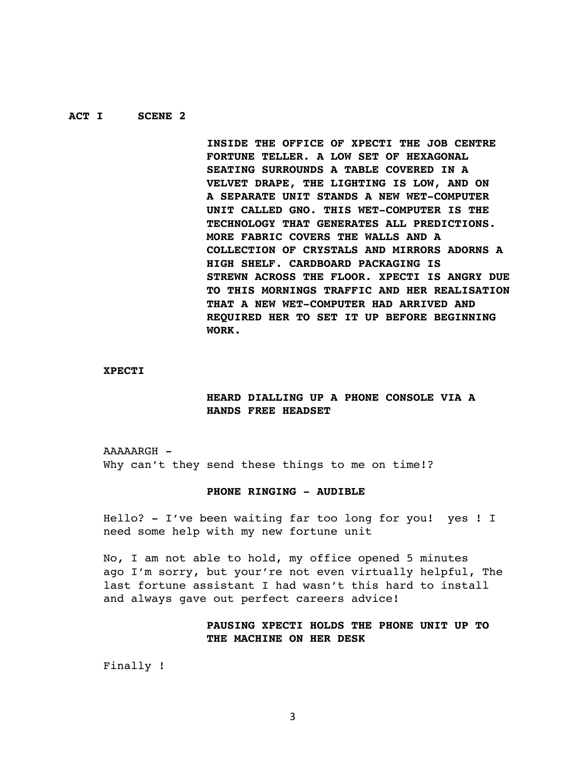**ACT I SCENE 2**

**INSIDE THE OFFICE OF XPECTI THE JOB CENTRE FORTUNE TELLER. A LOW SET OF HEXAGONAL SEATING SURROUNDS A TABLE COVERED IN A VELVET DRAPE, THE LIGHTING IS LOW, AND ON A SEPARATE UNIT STANDS A NEW WET-COMPUTER UNIT CALLED GNO. THIS WET-COMPUTER IS THE TECHNOLOGY THAT GENERATES ALL PREDICTIONS. MORE FABRIC COVERS THE WALLS AND A COLLECTION OF CRYSTALS AND MIRRORS ADORNS A HIGH SHELF. CARDBOARD PACKAGING IS STREWN ACROSS THE FLOOR. XPECTI IS ANGRY DUE TO THIS MORNINGS TRAFFIC AND HER REALISATION THAT A NEW WET-COMPUTER HAD ARRIVED AND REQUIRED HER TO SET IT UP BEFORE BEGINNING WORK.**

**XPECTI**

**HEARD DIALLING UP A PHONE CONSOLE VIA A HANDS FREE HEADSET**

AAAAARGH -
Why can't they send these things to me on time!?

**PHONE RINGING - AUDIBLE**

Hello? - I've been waiting far too long for you! yes ! I need some help with my new fortune unit

No, I am not able to hold, my office opened 5 minutes ago I'm sorry, but your're not even virtually helpful, The last fortune assistant I had wasn't this hard to install and always gave out perfect careers advice!

**PAUSING XPECTI HOLDS THE PHONE UNIT UP TO THE MACHINE ON HER DESK**

Finally !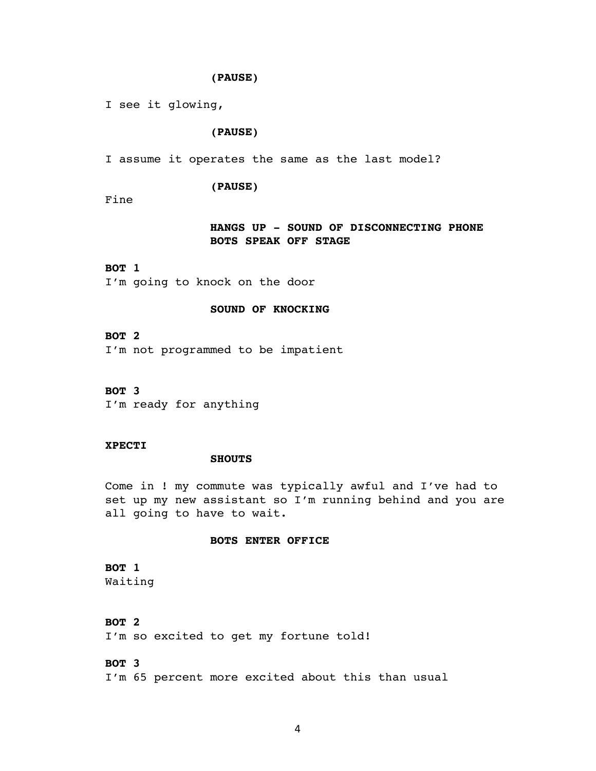**(PAUSE)**

I see it glowing,

**(PAUSE)**

I assume it operates the same as the last model?

**(PAUSE)**

Fine

**HANGS UP - SOUND OF DISCONNECTING PHONE**
**BOTS SPEAK OFF STAGE**

**BOT 1**
I'm going to knock on the door

**SOUND OF KNOCKING**

**BOT 2**
I'm not programmed to be impatient

**BOT 3**
I'm ready for anything

**XPECTI**

**SHOUTS**

Come in ! my commute was typically awful and I've had to set up my new assistant so I'm running behind and you are all going to have to wait.

**BOTS ENTER OFFICE**

**BOT 1**
Waiting

**BOT 2**
I'm so excited to get my fortune told!

**BOT 3**
I'm 65 percent more excited about this than usual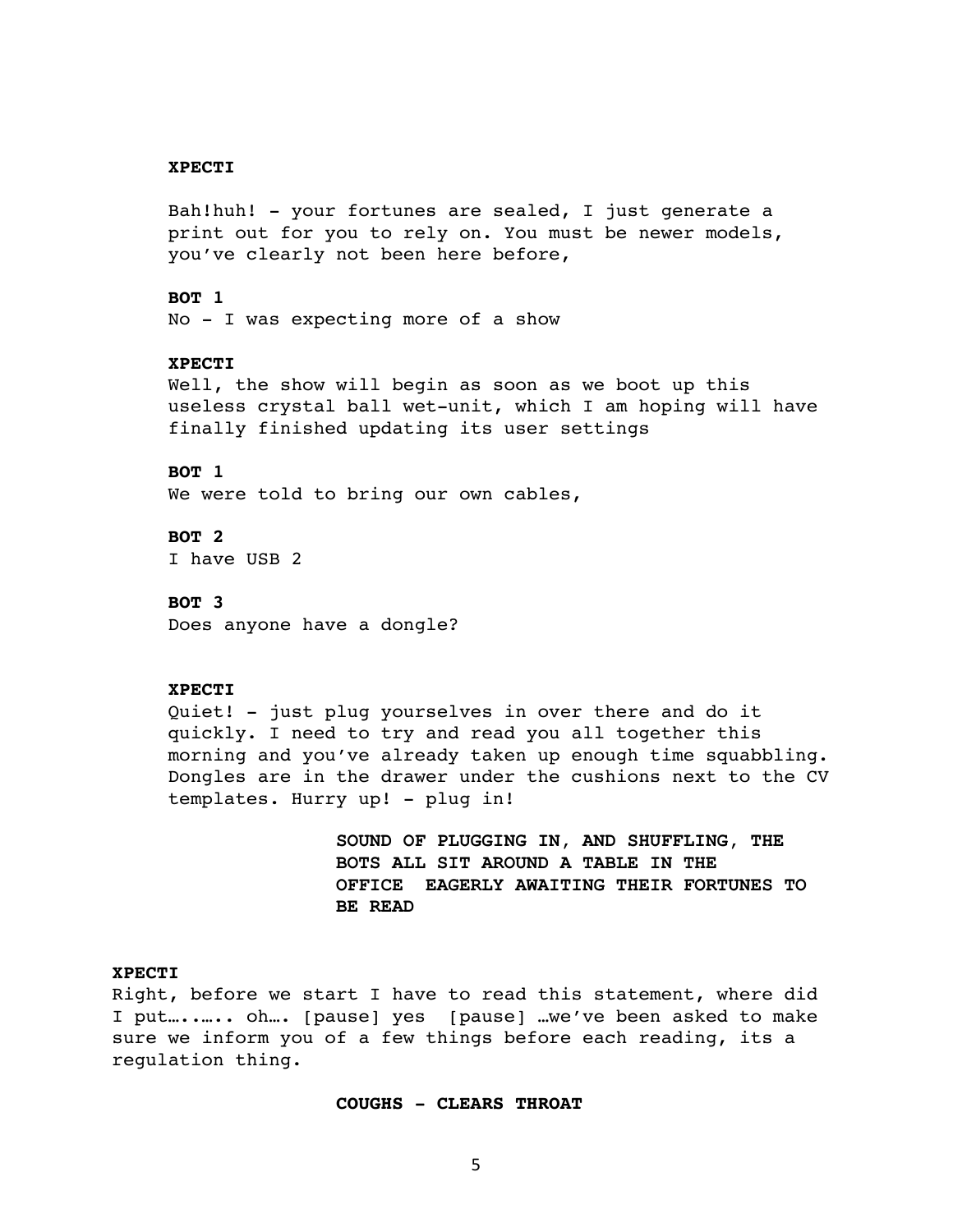**XPECTI**

Bah!huh! - your fortunes are sealed, I just generate a print out for you to rely on. You must be newer models, you've clearly not been here before,

**BOT 1**

No - I was expecting more of a show

**XPECTI**

Well, the show will begin as soon as we boot up this useless crystal ball wet-unit, which I am hoping will have finally finished updating its user settings

**BOT 1**

We were told to bring our own cables,

**BOT 2**

I have USB 2

**BOT 3**

Does anyone have a dongle?

**XPECTI**

Quiet! - just plug yourselves in over there and do it quickly. I need to try and read you all together this morning and you've already taken up enough time squabbling. Dongles are in the drawer under the cushions next to the CV templates. Hurry up! - plug in!

**SOUND OF PLUGGING IN, AND SHUFFLING, THE BOTS ALL SIT AROUND A TABLE IN THE OFFICE EAGERLY AWAITING THEIR FORTUNES TO BE READ**

**XPECTI**

Right, before we start I have to read this statement, where did I put…..….. oh…. [pause] yes [pause] …we've been asked to make sure we inform you of a few things before each reading, its a regulation thing.

**COUGHS - CLEARS THROAT**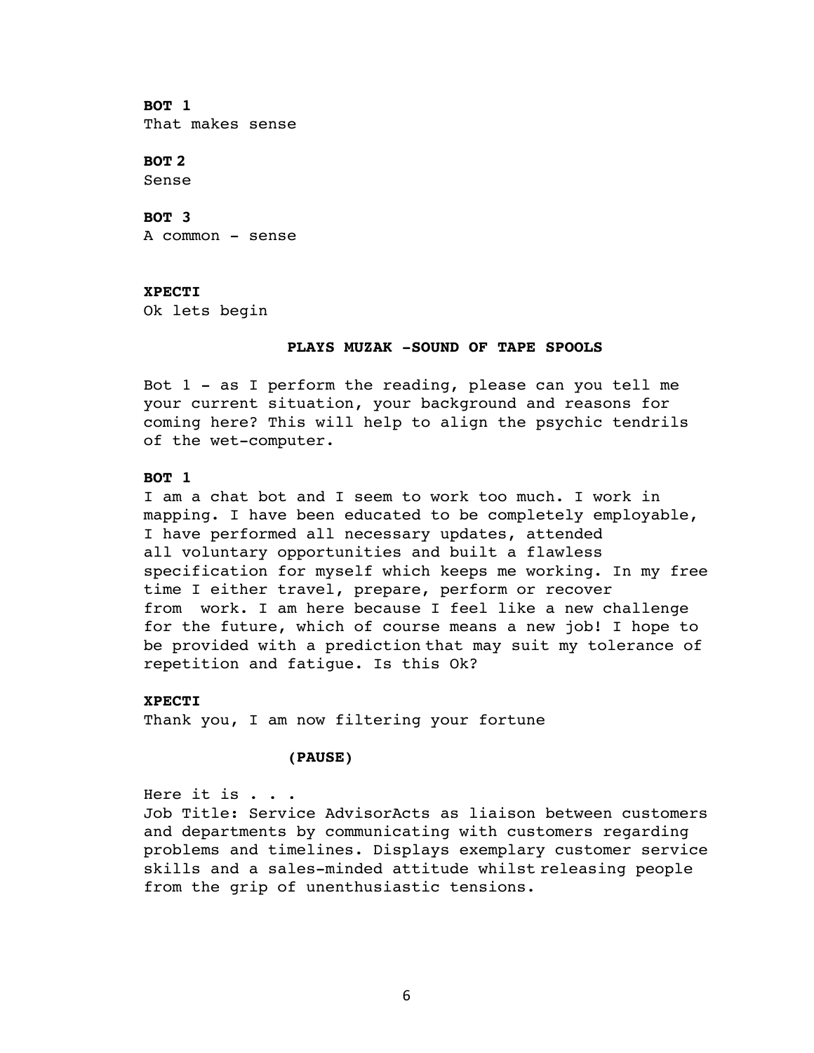**BOT 1**
That makes sense

**BOT 2**
Sense

**BOT 3**
A common - sense

**XPECTI**
Ok lets begin

**PLAYS MUZAK -SOUND OF TAPE SPOOLS**

Bot 1 - as I perform the reading, please can you tell me your current situation, your background and reasons for coming here? This will help to align the psychic tendrils of the wet-computer.

**BOT 1**
I am a chat bot and I seem to work too much. I work in mapping. I have been educated to be completely employable, I have performed all necessary updates, attended all voluntary opportunities and built a flawless specification for myself which keeps me working. In my free time I either travel, prepare, perform or recover from work. I am here because I feel like a new challenge for the future, which of course means a new job! I hope to be provided with a prediction that may suit my tolerance of repetition and fatigue. Is this Ok?

**XPECTI**
Thank you, I am now filtering your fortune

**(PAUSE)**

Here it is . . .
Job Title: Service AdvisorActs as liaison between customers and departments by communicating with customers regarding problems and timelines. Displays exemplary customer service skills and a sales-minded attitude whilst releasing people from the grip of unenthusiastic tensions.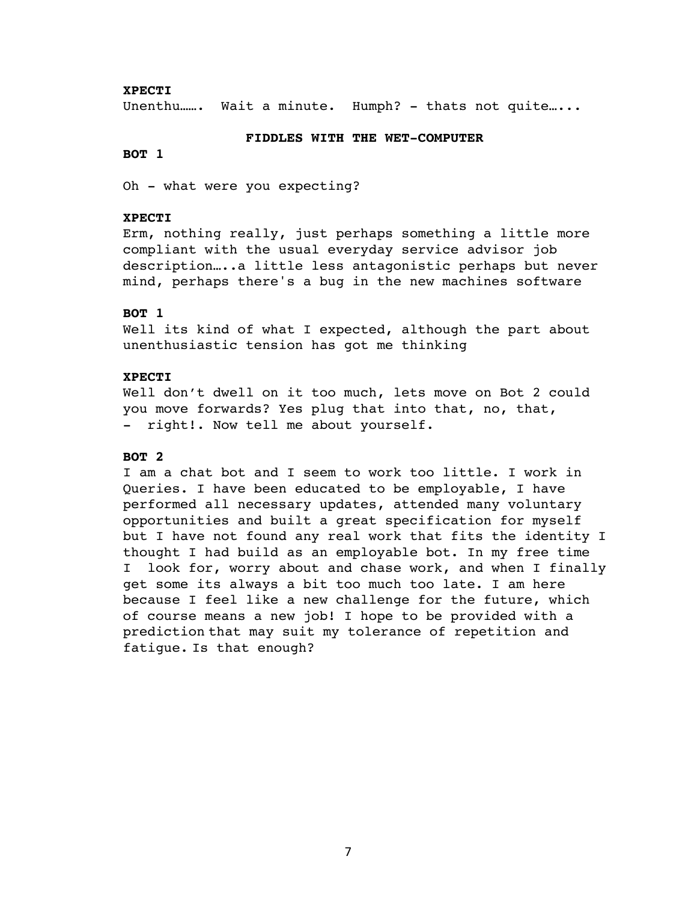**XPECTI**
Unenthu……. Wait a minute. Humph? - thats not quite…...

**FIDDLES WITH THE WET-COMPUTER**

**BOT 1**

Oh - what were you expecting?

**XPECTI**
Erm, nothing really, just perhaps something a little more compliant with the usual everyday service advisor job description…..a little less antagonistic perhaps but never mind, perhaps there's a bug in the new machines software

**BOT 1**
Well its kind of what I expected, although the part about unenthusiastic tension has got me thinking

**XPECTI**
Well don't dwell on it too much, lets move on Bot 2 could you move forwards? Yes plug that into that, no, that, - right!. Now tell me about yourself.

**BOT 2**
I am a chat bot and I seem to work too little. I work in Queries. I have been educated to be employable, I have performed all necessary updates, attended many voluntary opportunities and built a great specification for myself but I have not found any real work that fits the identity I thought I had build as an employable bot. In my free time I look for, worry about and chase work, and when I finally get some its always a bit too much too late. I am here because I feel like a new challenge for the future, which of course means a new job! I hope to be provided with a prediction that may suit my tolerance of repetition and fatigue. Is that enough?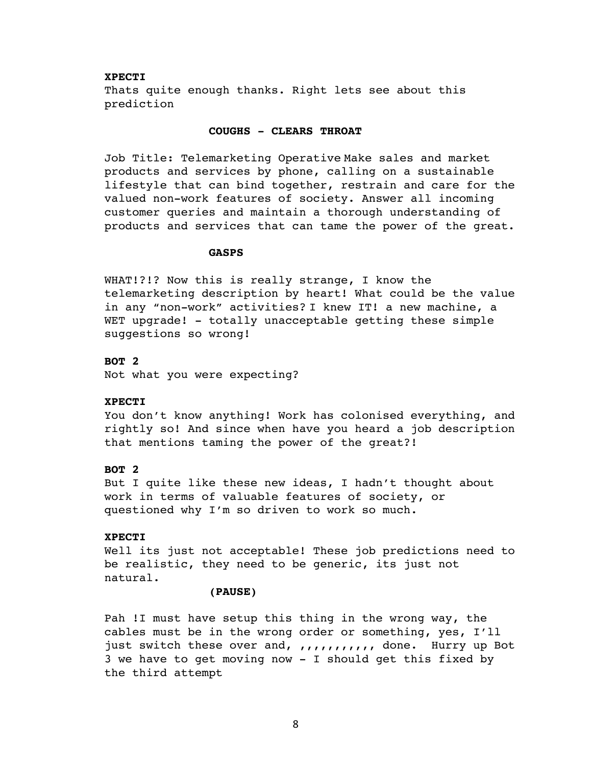**XPECTI**

Thats quite enough thanks. Right lets see about this prediction

**COUGHS - CLEARS THROAT**

Job Title: Telemarketing Operative Make sales and market products and services by phone, calling on a sustainable lifestyle that can bind together, restrain and care for the valued non-work features of society. Answer all incoming customer queries and maintain a thorough understanding of products and services that can tame the power of the great.

**GASPS**

WHAT!?!? Now this is really strange, I know the telemarketing description by heart! What could be the value in any “non-work” activities? I knew IT! a new machine, a WET upgrade! - totally unacceptable getting these simple suggestions so wrong!

**BOT 2**

Not what you were expecting?

**XPECTI**

You don’t know anything! Work has colonised everything, and rightly so! And since when have you heard a job description that mentions taming the power of the great?!

**BOT 2**

But I quite like these new ideas, I hadn’t thought about work in terms of valuable features of society, or questioned why I’m so driven to work so much.

**XPECTI**

Well its just not acceptable! These job predictions need to be realistic, they need to be generic, its just not natural.

**(PAUSE)**

Pah !I must have setup this thing in the wrong way, the cables must be in the wrong order or something, yes, I’ll just switch these over and, ,,,,,,,,,,, done. Hurry up Bot 3 we have to get moving now - I should get this fixed by the third attempt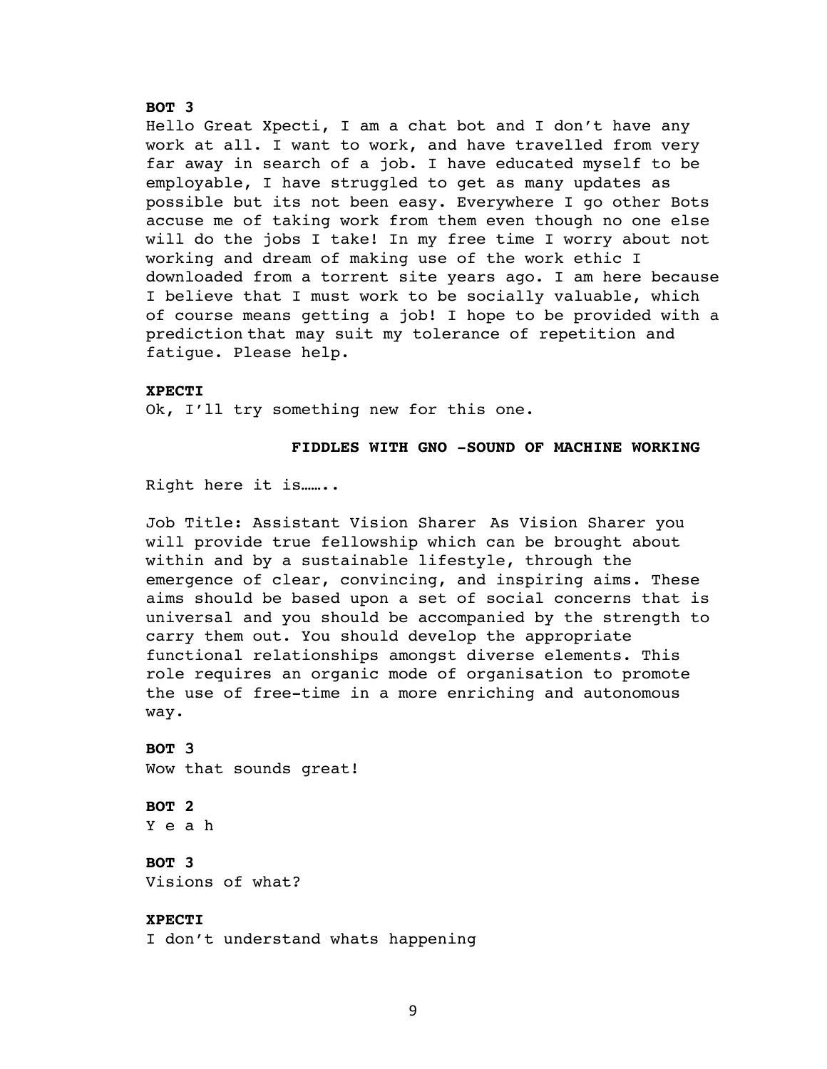**BOT 3**

Hello Great Xpecti, I am a chat bot and I don't have any work at all. I want to work, and have travelled from very far away in search of a job. I have educated myself to be employable, I have struggled to get as many updates as possible but its not been easy. Everywhere I go other Bots accuse me of taking work from them even though no one else will do the jobs I take! In my free time I worry about not working and dream of making use of the work ethic I downloaded from a torrent site years ago. I am here because I believe that I must work to be socially valuable, which of course means getting a job! I hope to be provided with a prediction that may suit my tolerance of repetition and fatigue. Please help.

**XPECTI**

Ok, I'll try something new for this one.

**FIDDLES WITH GNO -SOUND OF MACHINE WORKING**

Right here it is……..

Job Title: Assistant Vision Sharer As Vision Sharer you will provide true fellowship which can be brought about within and by a sustainable lifestyle, through the emergence of clear, convincing, and inspiring aims. These aims should be based upon a set of social concerns that is universal and you should be accompanied by the strength to carry them out. You should develop the appropriate functional relationships amongst diverse elements. This role requires an organic mode of organisation to promote the use of free-time in a more enriching and autonomous way.

**BOT 3**

Wow that sounds great!

**BOT 2**

Y e a h

**BOT 3**

Visions of what?

**XPECTI**

I don't understand whats happening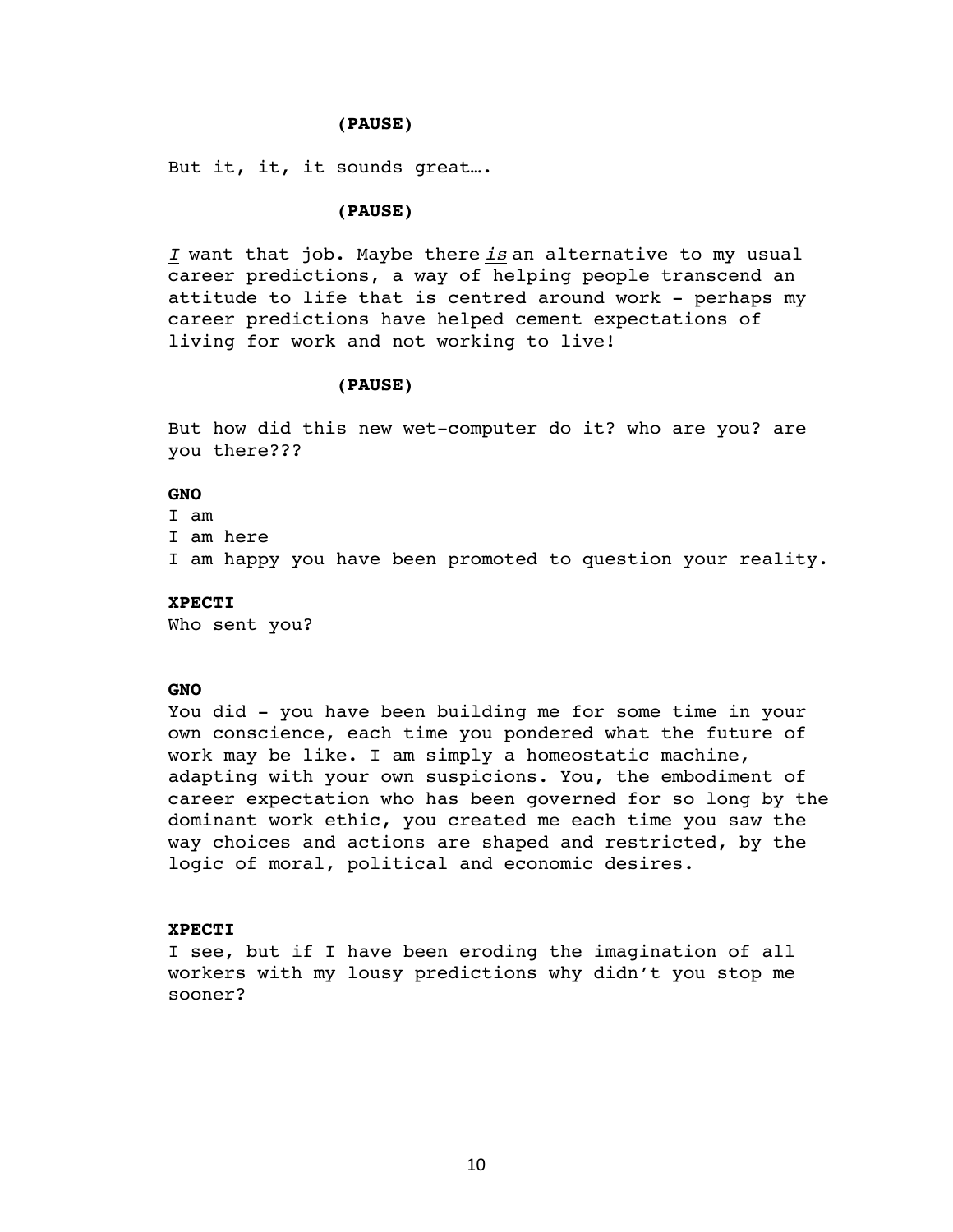**(PAUSE)**

But it, it, it sounds great….

**(PAUSE)**

*I* want that job. Maybe there *is* an alternative to my usual career predictions, a way of helping people transcend an attitude to life that is centred around work - perhaps my career predictions have helped cement expectations of living for work and not working to live!

**(PAUSE)**

But how did this new wet-computer do it? who are you? are you there???

**GNO**

I am
I am here
I am happy you have been promoted to question your reality.

**XPECTI**

Who sent you?

**GNO**

You did - you have been building me for some time in your own conscience, each time you pondered what the future of work may be like. I am simply a homeostatic machine, adapting with your own suspicions. You, the embodiment of career expectation who has been governed for so long by the dominant work ethic, you created me each time you saw the way choices and actions are shaped and restricted, by the logic of moral, political and economic desires.

**XPECTI**

I see, but if I have been eroding the imagination of all workers with my lousy predictions why didn't you stop me sooner?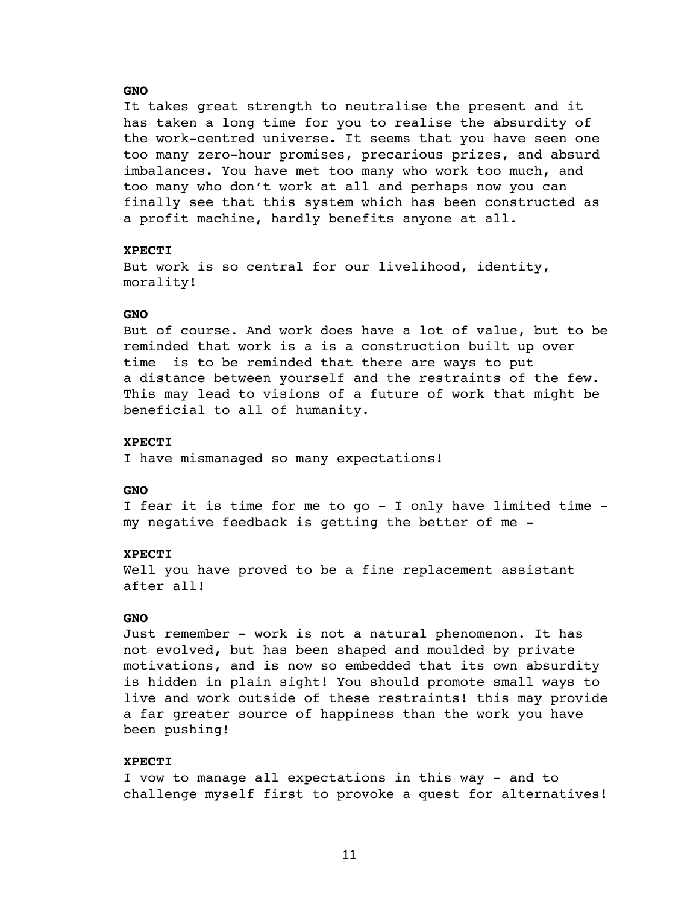**GNO**

It takes great strength to neutralise the present and it has taken a long time for you to realise the absurdity of the work-centred universe. It seems that you have seen one too many zero-hour promises, precarious prizes, and absurd imbalances. You have met too many who work too much, and too many who don't work at all and perhaps now you can finally see that this system which has been constructed as a profit machine, hardly benefits anyone at all.

**XPECTI**

But work is so central for our livelihood, identity, morality!

**GNO**

But of course. And work does have a lot of value, but to be reminded that work is a is a construction built up over time is to be reminded that there are ways to put a distance between yourself and the restraints of the few. This may lead to visions of a future of work that might be beneficial to all of humanity.

**XPECTI**

I have mismanaged so many expectations!

**GNO**

I fear it is time for me to go - I only have limited time - my negative feedback is getting the better of me -

**XPECTI**

Well you have proved to be a fine replacement assistant after all!

**GNO**

Just remember - work is not a natural phenomenon. It has not evolved, but has been shaped and moulded by private motivations, and is now so embedded that its own absurdity is hidden in plain sight! You should promote small ways to live and work outside of these restraints! this may provide a far greater source of happiness than the work you have been pushing!

**XPECTI**

I vow to manage all expectations in this way - and to challenge myself first to provoke a quest for alternatives!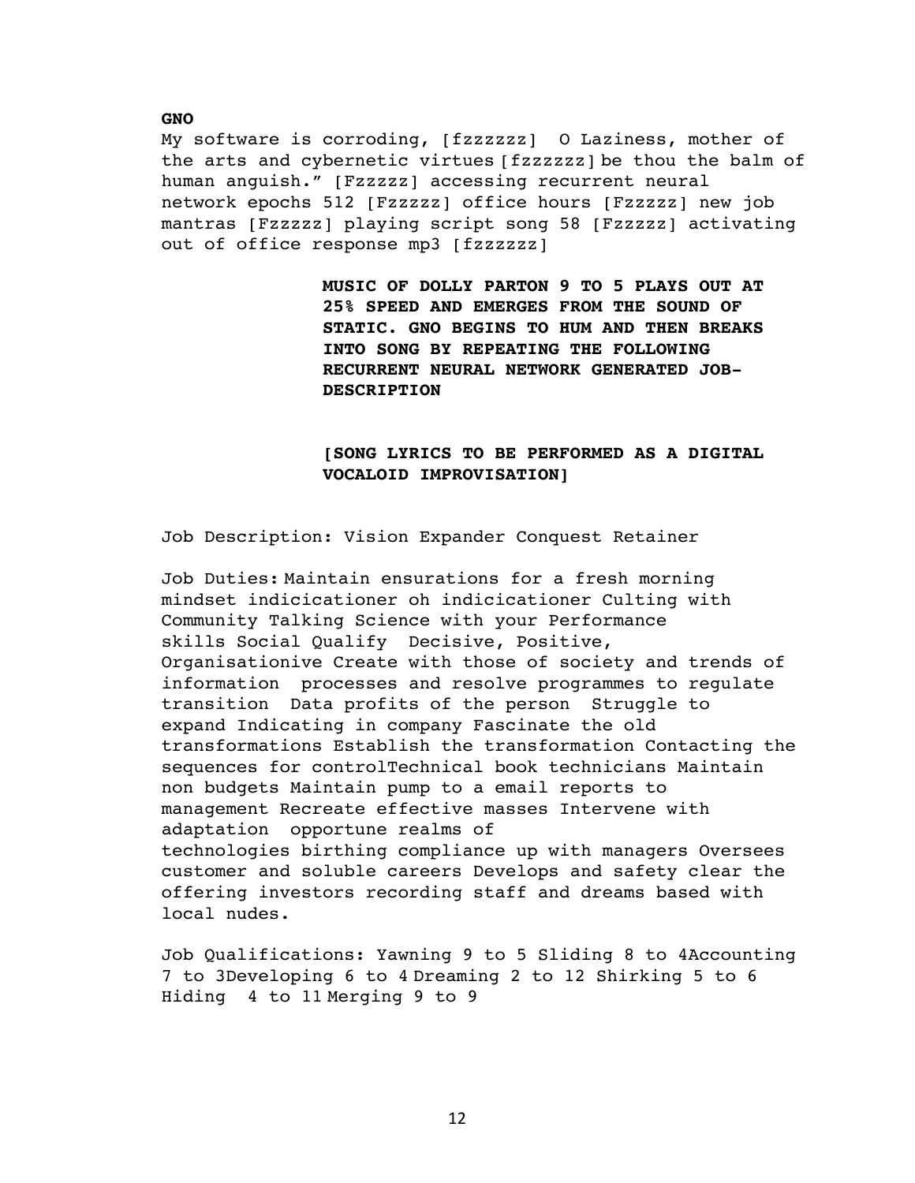**GNO**
My software is corroding, [fzzzzzz]  O Laziness, mother of the arts and cybernetic virtues [fzzzzzz] be thou the balm of human anguish." [Fzzzzz] accessing recurrent neural network epochs 512 [Fzzzzz] office hours [Fzzzzz] new job mantras [Fzzzzz] playing script song 58 [Fzzzzz] activating out of office response mp3 [fzzzzzz]

> **MUSIC OF DOLLY PARTON 9 TO 5 PLAYS OUT AT 25% SPEED AND EMERGES FROM THE SOUND OF STATIC. GNO BEGINS TO HUM AND THEN BREAKS INTO SONG BY REPEATING THE FOLLOWING RECURRENT NEURAL NETWORK GENERATED JOB-DESCRIPTION**
>
> **[SONG LYRICS TO BE PERFORMED AS A DIGITAL VOCALOID IMPROVISATION]**

Job Description: Vision Expander Conquest Retainer

Job Duties: Maintain ensurations for a fresh morning mindset indicicationer oh indicicationer Culting with Community Talking Science with your Performance skills Social Qualify  Decisive, Positive, Organisationive Create with those of society and trends of information  processes and resolve programmes to regulate transition  Data profits of the person  Struggle to expand Indicating in company Fascinate the old transformations Establish the transformation Contacting the sequences for controlTechnical book technicians Maintain non budgets Maintain pump to a email reports to management Recreate effective masses Intervene with adaptation  opportune realms of technologies birthing compliance up with managers Oversees customer and soluble careers Develops and safety clear the offering investors recording staff and dreams based with local nudes.

Job Qualifications: Yawning 9 to 5 Sliding 8 to 4Accounting 7 to 3Developing 6 to 4 Dreaming 2 to 12 Shirking 5 to 6 Hiding  4 to 11 Merging 9 to 9